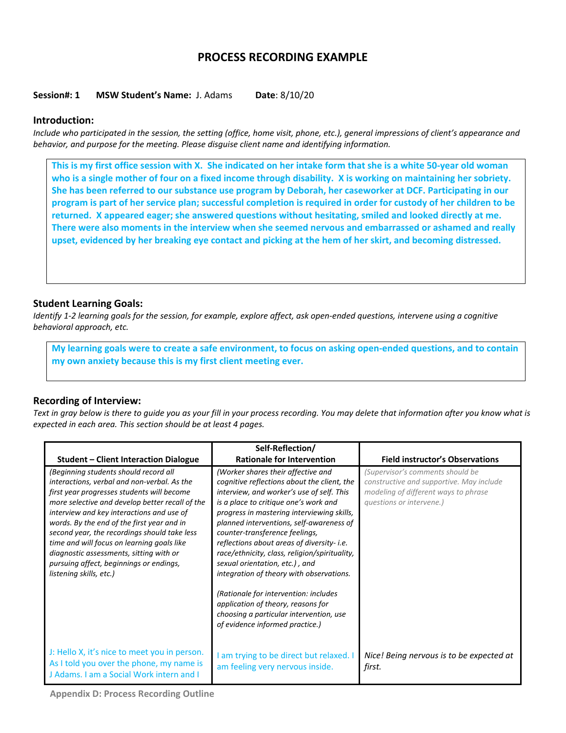# PROCESS RECORDING EXAMPLE

**Session#: 1** **MSW Student's Name:** J. Adams **Date**: 8/10/20

## Introduction:

*Include who participated in the session, the setting (office, home visit, phone, etc.), general impressions of client's appearance and behavior, and purpose for the meeting. Please disguise client name and identifying information.*

**This is my first office session with X. She indicated on her intake form that she is a white 50-year old woman who is a single mother of four on a fixed income through disability. X is working on maintaining her sobriety. She has been referred to our substance use program by Deborah, her caseworker at DCF. Participating in our program is part of her service plan; successful completion is required in order for custody of her children to be returned. X appeared eager; she answered questions without hesitating, smiled and looked directly at me. There were also moments in the interview when she seemed nervous and embarrassed or ashamed and really upset, evidenced by her breaking eye contact and picking at the hem of her skirt, and becoming distressed.**

## Student Learning Goals:

*Identify 1-2 learning goals for the session, for example, explore affect, ask open-ended questions, intervene using a cognitive behavioral approach, etc.*

**My learning goals were to create a safe environment, to focus on asking open-ended questions, and to contain my own anxiety because this is my first client meeting ever.**

## Recording of Interview:

*Text in gray below is there to guide you as your fill in your process recording. You may delete that information after you know what is expected in each area. This section should be at least 4 pages.*

| Student – Client Interaction Dialogue | Self-Reflection/ Rationale for Intervention | Field instructor's Observations |
|---|---|---|
| *(Beginning students should record all interactions, verbal and non-verbal. As the first year progresses students will become more selective and develop better recall of the interview and key interactions and use of words. By the end of the first year and in second year, the recordings should take less time and will focus on learning goals like diagnostic assessments, sitting with or pursuing affect, beginnings or endings, listening skills, etc.)* | *(Worker shares their affective and cognitive reflections about the client, the interview, and worker's use of self. This is a place to critique one's work and progress in mastering interviewing skills, planned interventions, self-awareness of counter-transference feelings, reflections about areas of diversity- i.e. race/ethnicity, class, religion/spirituality, sexual orientation, etc.) , and integration of theory with observations.* <br><br> *(Rationale for intervention: includes application of theory, reasons for choosing a particular intervention, use of evidence informed practice.)* | *(Supervisor's comments should be constructive and supportive. May include modeling of different ways to phrase questions or intervene.)* |
| J: Hello X, it's nice to meet you in person. As I told you over the phone, my name is J Adams. I am a Social Work intern and I | I am trying to be direct but relaxed. I am feeling very nervous inside. | *Nice! Being nervous is to be expected at first.* |

Appendix D: Process Recording Outline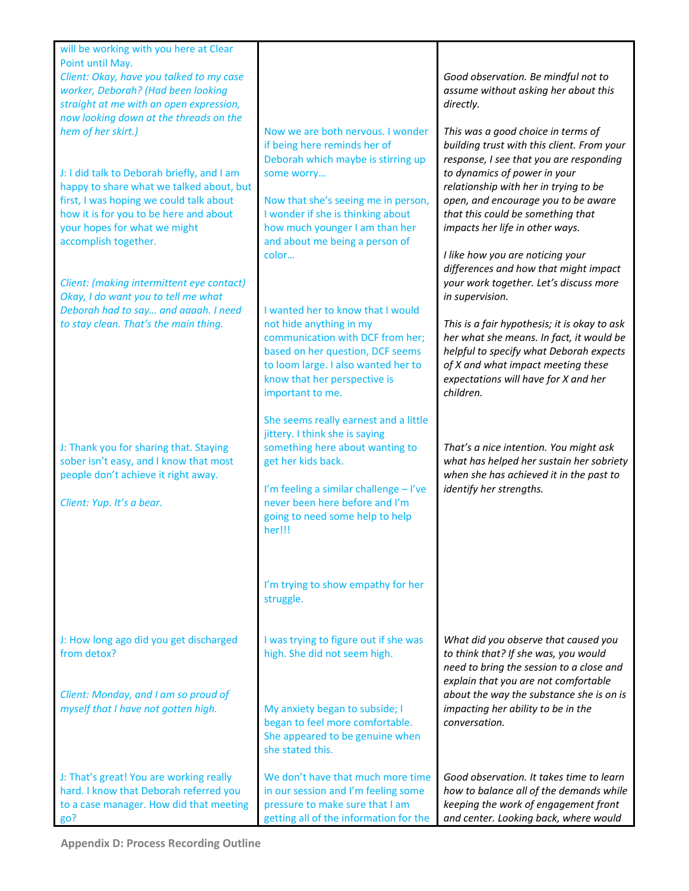| | | |
|---|---|---|
| will be working with you here at Clear Point until May.<br>*Client: Okay, have you talked to my case worker, Deborah? (Had been looking straight at me with an open expression, now looking down at the threads on the hem of her skirt.)* | Now we are both nervous. I wonder if being here reminds her of Deborah which maybe is stirring up some worry… | *Good observation. Be mindful not to assume without asking her about this directly.* |
| J: I did talk to Deborah briefly, and I am happy to share what we talked about, but first, I was hoping we could talk about how it is for you to be here and about your hopes for what we might accomplish together. | Now that she's seeing me in person, I wonder if she is thinking about how much younger I am than her and about me being a person of color… | *This was a good choice in terms of building trust with this client. From your response, I see that you are responding to dynamics of power in your relationship with her in trying to be open, and encourage you to be aware that this could be something that impacts her life in other ways.*<br><br>*I like how you are noticing your differences and how that might impact your work together. Let's discuss more in supervision.* |
| *Client: (making intermittent eye contact) Okay, I do want you to tell me what Deborah had to say… and aaaah. I need to stay clean. That's the main thing.* | I wanted her to know that I would not hide anything in my communication with DCF from her; based on her question, DCF seems to loom large. I also wanted her to know that her perspective is important to me.<br><br>She seems really earnest and a little jittery. I think she is saying something here about wanting to get her kids back. | *This is a fair hypothesis; it is okay to ask her what she means. In fact, it would be helpful to specify what Deborah expects of X and what impact meeting these expectations will have for X and her children.* |
| J: Thank you for sharing that. Staying sober isn't easy, and I know that most people don't achieve it right away.<br><br>*Client: Yup. It's a bear.* | I'm feeling a similar challenge – I've never been here before and I'm going to need some help to help her!!!<br><br>I'm trying to show empathy for her struggle. | *That's a nice intention. You might ask what has helped her sustain her sobriety when she has achieved it in the past to identify her strengths.* |
| J: How long ago did you get discharged from detox? | I was trying to figure out if she was high. She did not seem high. | *What did you observe that caused you to think that? If she was, you would need to bring the session to a close and explain that you are not comfortable about the way the substance she is on is impacting her ability to be in the conversation.* |
| *Client: Monday, and I am so proud of myself that I have not gotten high.* | My anxiety began to subside; I began to feel more comfortable. She appeared to be genuine when she stated this. | |
| J: That's great! You are working really hard. I know that Deborah referred you to a case manager. How did that meeting go? | We don't have that much more time in our session and I'm feeling some pressure to make sure that I am getting all of the information for the | *Good observation. It takes time to learn how to balance all of the demands while keeping the work of engagement front and center. Looking back, where would* |

Appendix D: Process Recording Outline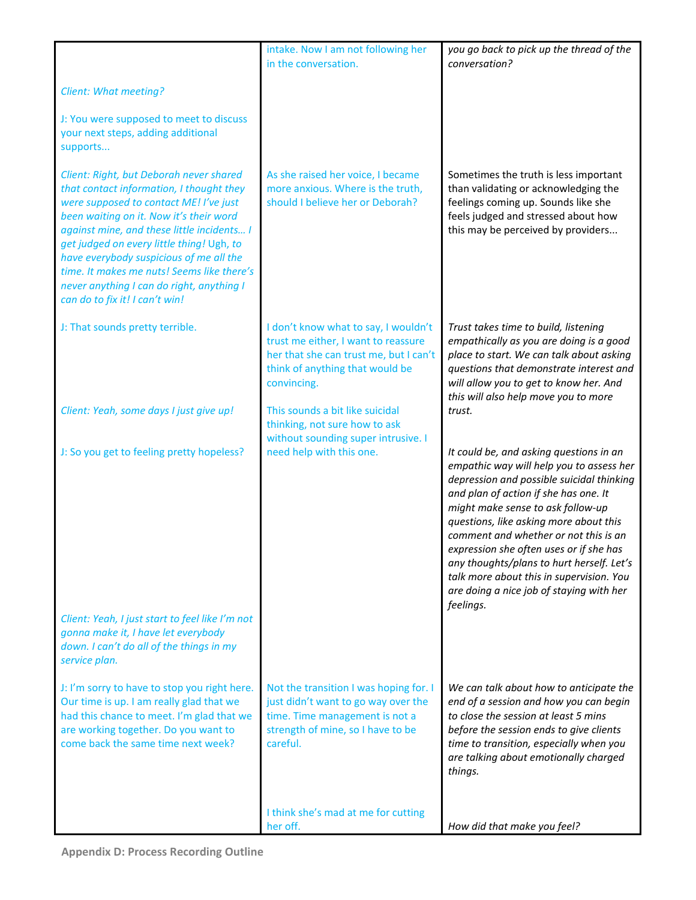| | | |
|---|---|---|
| | intake. Now I am not following her in the conversation. | *you go back to pick up the thread of the conversation?* |
| *Client: What meeting?* | | |
| J: You were supposed to meet to discuss your next steps, adding additional supports... | | |
| *Client: Right, but Deborah never shared that contact information, I thought they were supposed to contact ME! I've just been waiting on it. Now it's their word against mine, and these little incidents… I get judged on every little thing!* Ugh, *to have everybody suspicious of me all the time. It makes me nuts! Seems like there's never anything I can do right, anything I can do to fix it! I can't win!* | As she raised her voice, I became more anxious. Where is the truth, should I believe her or Deborah? | Sometimes the truth is less important than validating or acknowledging the feelings coming up. Sounds like she feels judged and stressed about how this may be perceived by providers... |
| J: That sounds pretty terrible. | I don't know what to say, I wouldn't trust me either, I want to reassure her that she can trust me, but I can't think of anything that would be convincing. | *Trust takes time to build, listening empathically as you are doing is a good place to start. We can talk about asking questions that demonstrate interest and will allow you to get to know her. And this will also help move you to more trust.* |
| *Client: Yeah, some days I just give up!* <br><br> J: So you get to feeling pretty hopeless? | This sounds a bit like suicidal thinking, not sure how to ask without sounding super intrusive. I need help with this one. | *It could be, and asking questions in an empathic way will help you to assess her depression and possible suicidal thinking and plan of action if she has one. It might make sense to ask follow-up questions, like asking more about this comment and whether or not this is an expression she often uses or if she has any thoughts/plans to hurt herself. Let's talk more about this in supervision. You are doing a nice job of staying with her feelings.* |
| *Client: Yeah, I just start to feel like I'm not gonna make it, I have let everybody down. I can't do all of the things in my service plan.* | | |
| J: I'm sorry to have to stop you right here. Our time is up. I am really glad that we had this chance to meet. I'm glad that we are working together. Do you want to come back the same time next week? | Not the transition I was hoping for. I just didn't want to go way over the time. Time management is not a strength of mine, so I have to be careful. | *We can talk about how to anticipate the end of a session and how you can begin to close the session at least 5 mins before the session ends to give clients time to transition, especially when you are talking about emotionally charged things.* |
| | I think she's mad at me for cutting her off. | *How did that make you feel?* |

Appendix D: Process Recording Outline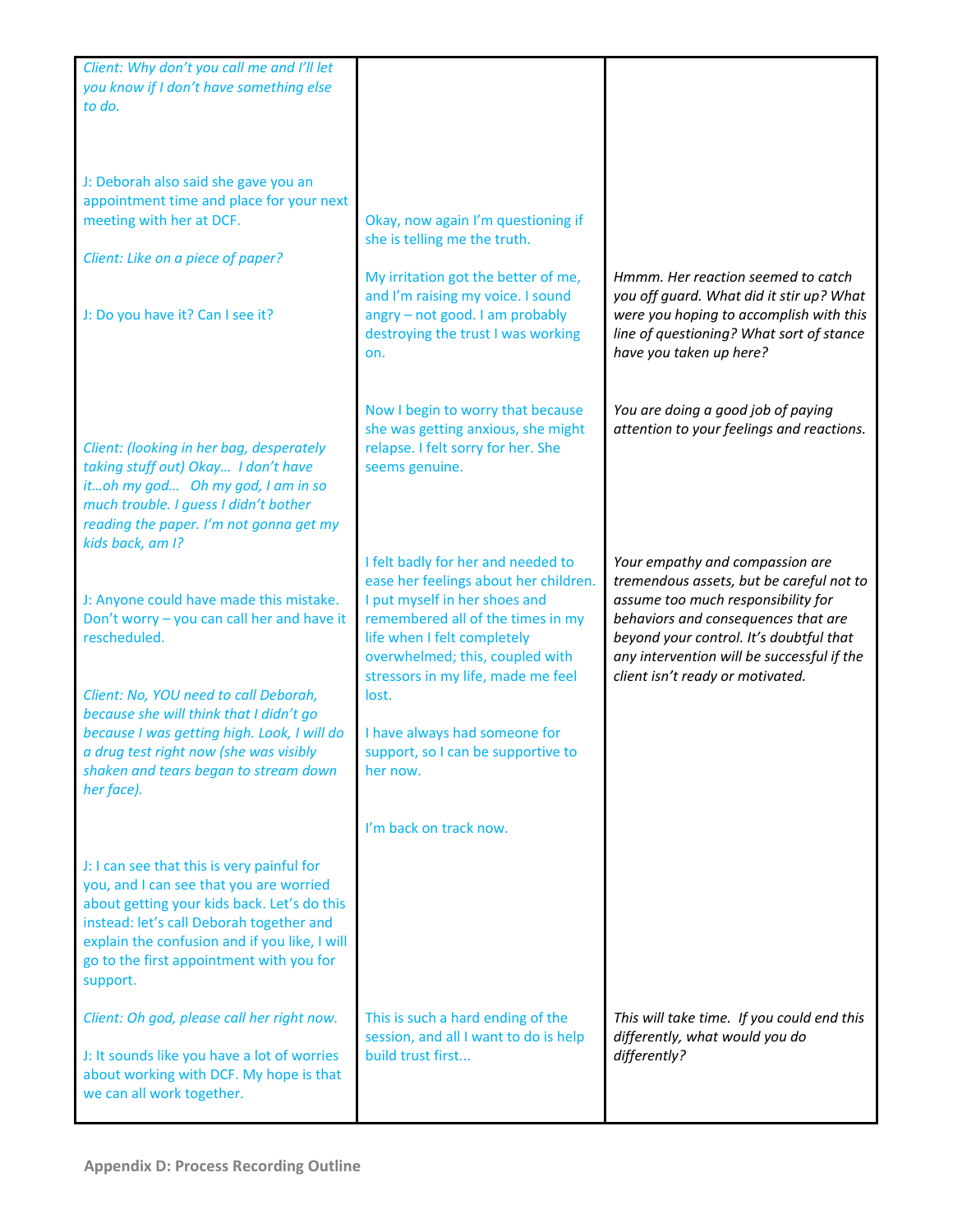| | | |
|---|---|---|
| *Client: Why don't you call me and I'll let you know if I don't have something else to do.* | | |
| J: Deborah also said she gave you an appointment time and place for your next meeting with her at DCF. | Okay, now again I'm questioning if she is telling me the truth. | |
| *Client: Like on a piece of paper?*<br><br>J: Do you have it? Can I see it? | My irritation got the better of me, and I'm raising my voice. I sound angry – not good. I am probably destroying the trust I was working on. | *Hmmm. Her reaction seemed to catch you off guard. What did it stir up? What were you hoping to accomplish with this line of questioning? What sort of stance have you taken up here?* |
| *Client: (looking in her bag, desperately taking stuff out) Okay… I don't have it…oh my god… Oh my god, I am in so much trouble. I guess I didn't bother reading the paper. I'm not gonna get my kids back, am I?* | Now I begin to worry that because she was getting anxious, she might relapse. I felt sorry for her. She seems genuine. | *You are doing a good job of paying attention to your feelings and reactions.* |
| J: Anyone could have made this mistake. Don't worry – you can call her and have it rescheduled.<br><br>*Client: No, YOU need to call Deborah, because she will think that I didn't go because I was getting high. Look, I will do a drug test right now (she was visibly shaken and tears began to stream down her face).* | I felt badly for her and needed to ease her feelings about her children. I put myself in her shoes and remembered all of the times in my life when I felt completely overwhelmed; this, coupled with stressors in my life, made me feel lost.<br><br>I have always had someone for support, so I can be supportive to her now.<br><br>I'm back on track now. | *Your empathy and compassion are tremendous assets, but be careful not to assume too much responsibility for behaviors and consequences that are beyond your control. It's doubtful that any intervention will be successful if the client isn't ready or motivated.* |
| J: I can see that this is very painful for you, and I can see that you are worried about getting your kids back. Let's do this instead: let's call Deborah together and explain the confusion and if you like, I will go to the first appointment with you for support. | | |
| *Client: Oh god, please call her right now.*<br><br>J: It sounds like you have a lot of worries about working with DCF. My hope is that we can all work together. | This is such a hard ending of the session, and all I want to do is help build trust first... | *This will take time. If you could end this differently, what would you do differently?* |

**Appendix D: Process Recording Outline**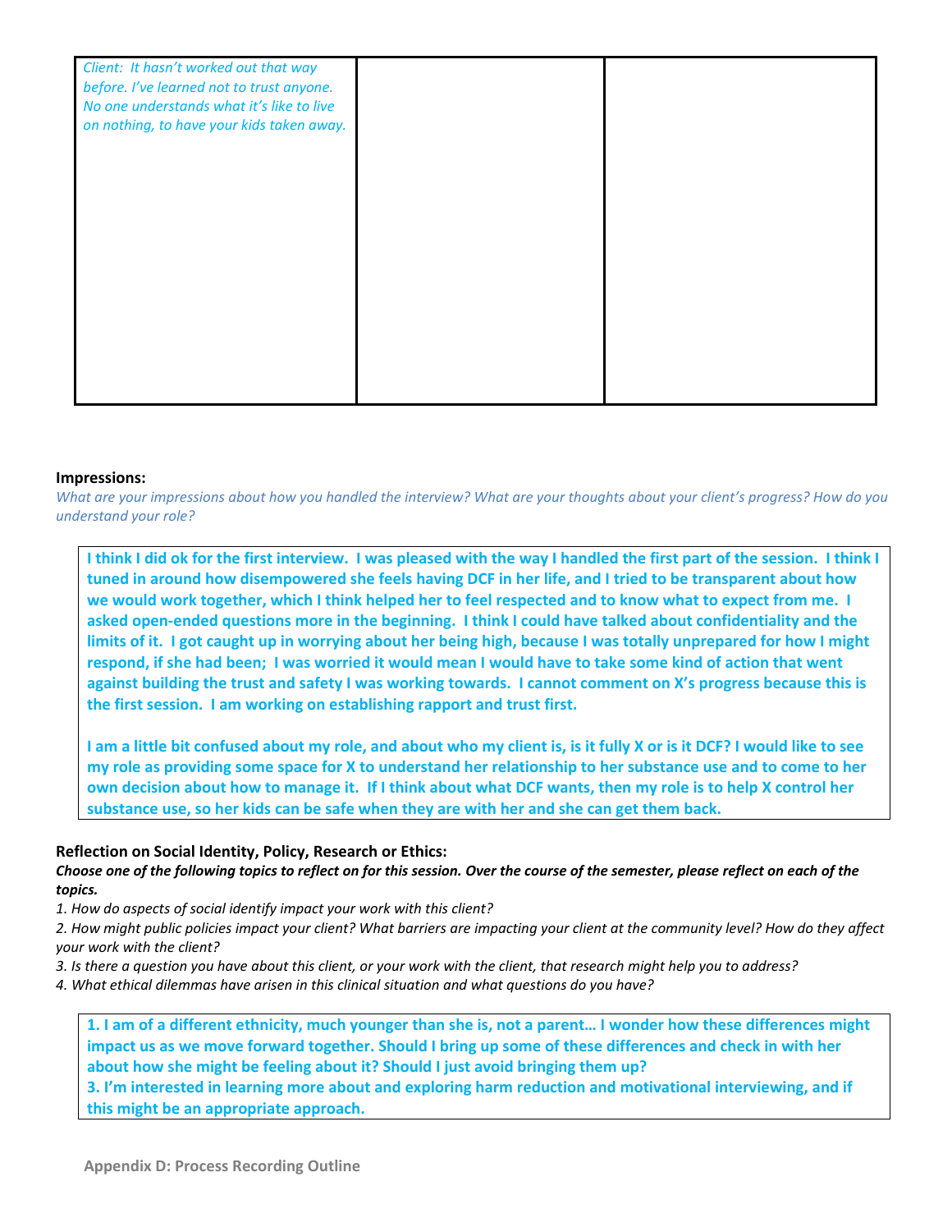| | | |
|---|---|---|
| *Client: It hasn't worked out that way before. I've learned not to trust anyone. No one understands what it's like to live on nothing, to have your kids taken away.* | | |

**Impressions:**

*What are your impressions about how you handled the interview? What are your thoughts about your client's progress? How do you understand your role?*

**I think I did ok for the first interview. I was pleased with the way I handled the first part of the session. I think I tuned in around how disempowered she feels having DCF in her life, and I tried to be transparent about how we would work together, which I think helped her to feel respected and to know what to expect from me. I asked open-ended questions more in the beginning. I think I could have talked about confidentiality and the limits of it. I got caught up in worrying about her being high, because I was totally unprepared for how I might respond, if she had been; I was worried it would mean I would have to take some kind of action that went against building the trust and safety I was working towards. I cannot comment on X's progress because this is the first session. I am working on establishing rapport and trust first.**

**I am a little bit confused about my role, and about who my client is, is it fully X or is it DCF? I would like to see my role as providing some space for X to understand her relationship to her substance use and to come to her own decision about how to manage it. If I think about what DCF wants, then my role is to help X control her substance use, so her kids can be safe when they are with her and she can get them back.**

**Reflection on Social Identity, Policy, Research or Ethics:**

***Choose one of the following topics to reflect on for this session. Over the course of the semester, please reflect on each of the topics.***

*1. How do aspects of social identify impact your work with this client?*
*2. How might public policies impact your client? What barriers are impacting your client at the community level? How do they affect your work with the client?*
*3. Is there a question you have about this client, or your work with the client, that research might help you to address?*
*4. What ethical dilemmas have arisen in this clinical situation and what questions do you have?*

**1. I am of a different ethnicity, much younger than she is, not a parent… I wonder how these differences might impact us as we move forward together. Should I bring up some of these differences and check in with her about how she might be feeling about it? Should I just avoid bringing them up?**
**3. I'm interested in learning more about and exploring harm reduction and motivational interviewing, and if this might be an appropriate approach.**

**Appendix D: Process Recording Outline**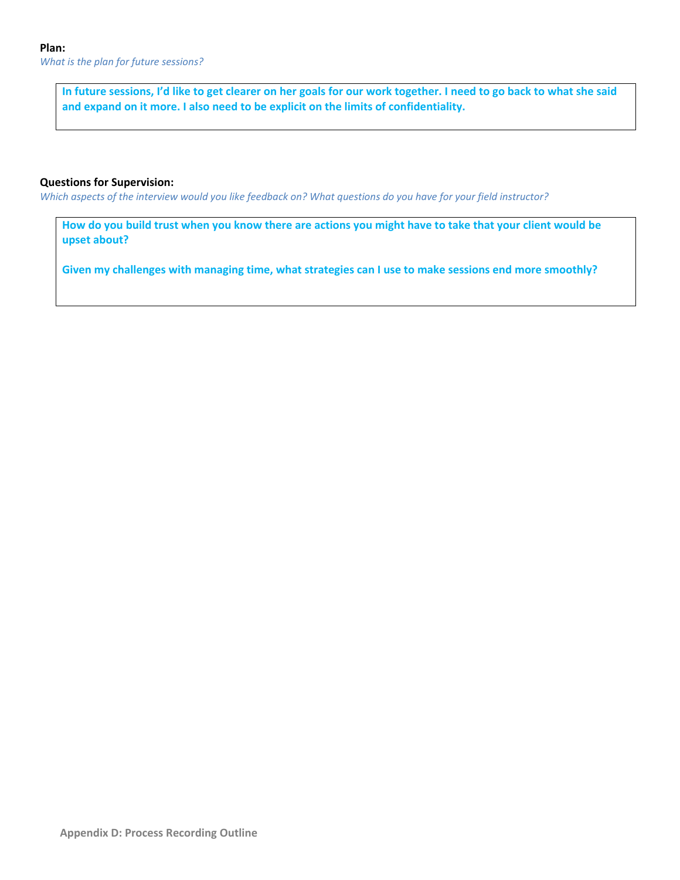**Plan:**

*What is the plan for future sessions?*

**In future sessions, I'd like to get clearer on her goals for our work together. I need to go back to what she said and expand on it more. I also need to be explicit on the limits of confidentiality.**

**Questions for Supervision:**

*Which aspects of the interview would you like feedback on? What questions do you have for your field instructor?*

**How do you build trust when you know there are actions you might have to take that your client would be upset about?**

**Given my challenges with managing time, what strategies can I use to make sessions end more smoothly?**